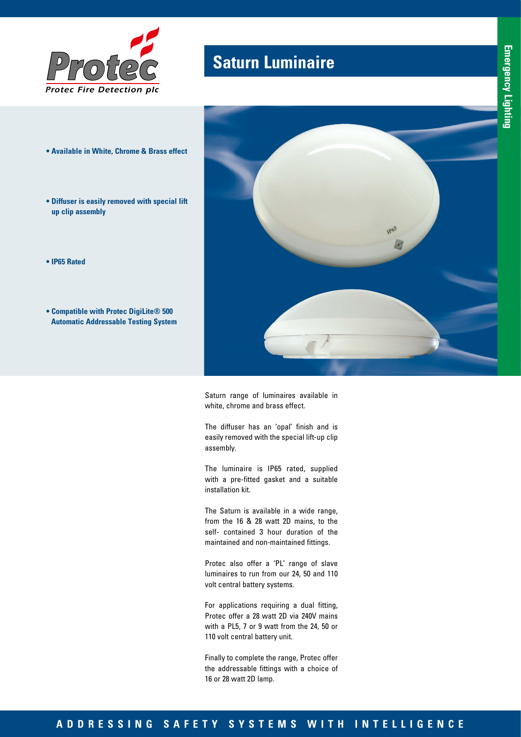Protec

*Protec Fire Detection plc*

# Saturn Luminaire

Emergency Lighting

- **Available in White, Chrome & Brass effect**
- **Diffuser is easily removed with special lift up clip assembly**
- **IP65 Rated**
- **Compatible with Protec DigiLite® 500 Automatic Addressable Testing System**

Saturn range of luminaires available in white, chrome and brass effect.

The diffuser has an 'opal' finish and is easily removed with the special lift-up clip assembly.

The luminaire is IP65 rated, supplied with a pre-fitted gasket and a suitable installation kit.

The Saturn is available in a wide range, from the 16 & 28 watt 2D mains, to the self- contained 3 hour duration of the maintained and non-maintained fittings.

Protec also offer a 'PL' range of slave luminaires to run from our 24, 50 and 110 volt central battery systems.

For applications requiring a dual fitting, Protec offer a 28 watt 2D via 240V mains with a PL5, 7 or 9 watt from the 24, 50 or 110 volt central battery unit.

Finally to complete the range, Protec offer the addressable fittings with a choice of 16 or 28 watt 2D lamp.

ADDRESSING SAFETY SYSTEMS WITH INTELLIGENCE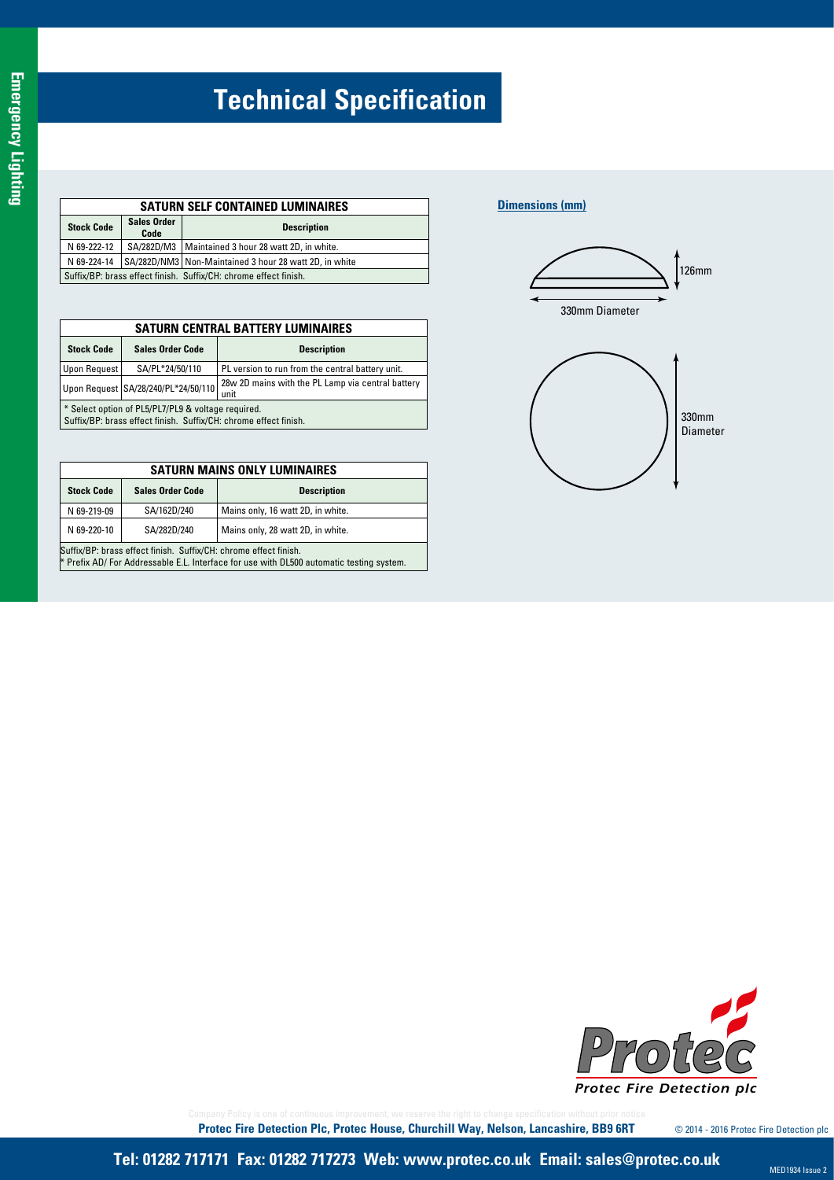# Technical Specification

| SATURN SELF CONTAINED LUMINAIRES | | |
|---|---|---|
| **Stock Code** | **Sales Order Code** | **Description** |
| N 69-222-12 | SA/282D/M3 | Maintained 3 hour 28 watt 2D, in white. |
| N 69-224-14 | SA/282D/NM3 | Non-Maintained 3 hour 28 watt 2D, in white |
| Suffix/BP: brass effect finish. Suffix/CH: chrome effect finish. | | |

| SATURN CENTRAL BATTERY LUMINAIRES | | |
|---|---|---|
| **Stock Code** | **Sales Order Code** | **Description** |
| Upon Request | SA/PL*24/50/110 | PL version to run from the central battery unit. |
| Upon Request | SA/28/240/PL*24/50/110 | 28w 2D mains with the PL Lamp via central battery unit |
| * Select option of PL5/PL7/PL9 & voltage required. Suffix/BP: brass effect finish. Suffix/CH: chrome effect finish. | | |

| SATURN MAINS ONLY LUMINAIRES | | |
|---|---|---|
| **Stock Code** | **Sales Order Code** | **Description** |
| N 69-219-09 | SA/162D/240 | Mains only, 16 watt 2D, in white. |
| N 69-220-10 | SA/282D/240 | Mains only, 28 watt 2D, in white. |
| Suffix/BP: brass effect finish. Suffix/CH: chrome effect finish. * Prefix AD/ For Addressable E.L. Interface for use with DL500 automatic testing system. | | |

**Dimensions (mm)**

126mm

330mm Diameter

330mm Diameter

Company Policy is one of continuous improvement, we reserve the right to change specification without prior notice

**Protec Fire Detection Plc, Protec House, Churchill Way, Nelson, Lancashire, BB9 6RT**

© 2014 - 2016 Protec Fire Detection plc

**Tel: 01282 717171 Fax: 01282 717273 Web: www.protec.co.uk Email: sales@protec.co.uk**

MED1934 Issue 2